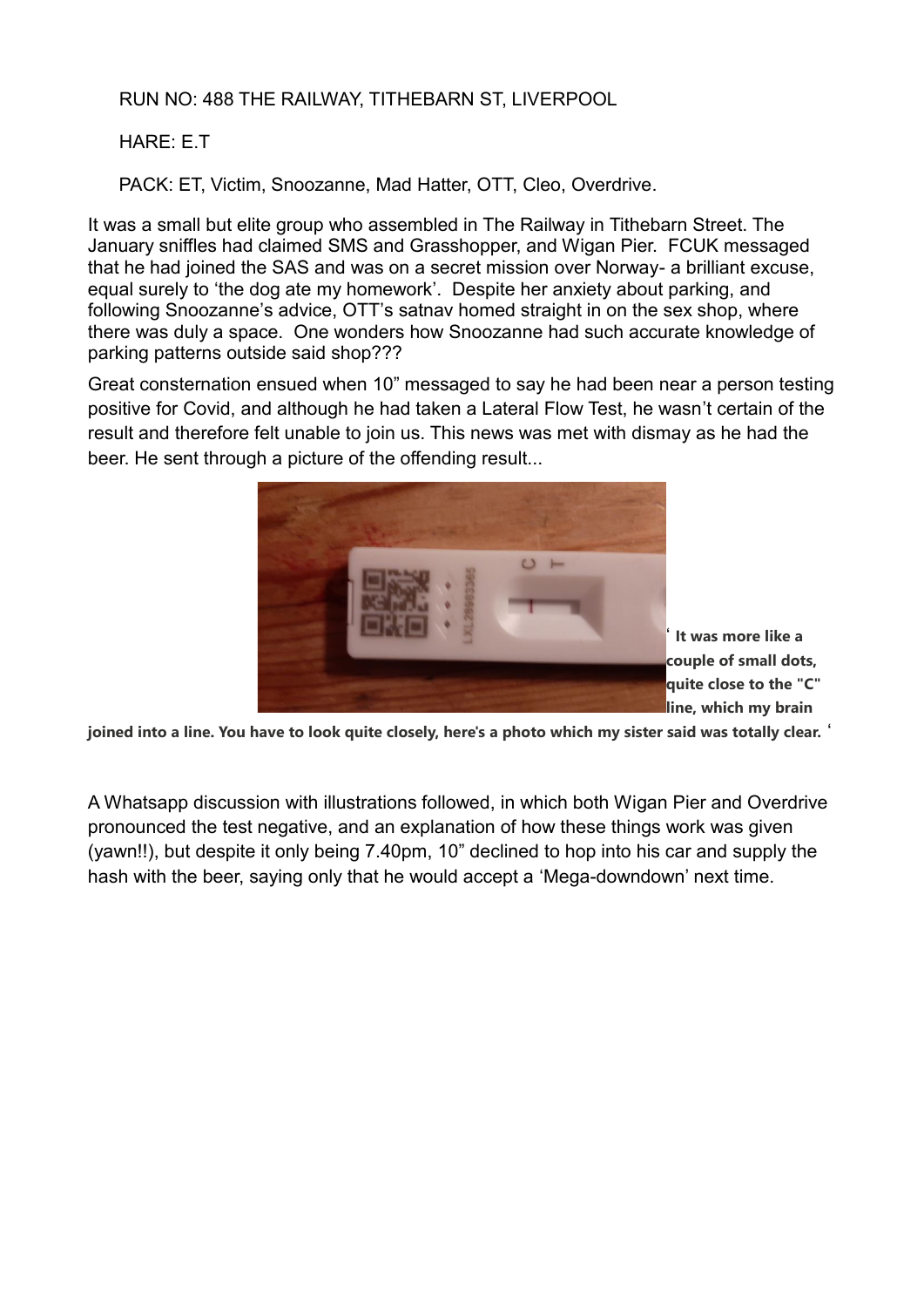RUN NO: 488 THE RAILWAY, TITHEBARN ST, LIVERPOOL

HARE: E.T

PACK: ET, Victim, Snoozanne, Mad Hatter, OTT, Cleo, Overdrive.

It was a small but elite group who assembled in The Railway in Tithebarn Street. The January sniffles had claimed SMS and Grasshopper, and Wigan Pier. FCUK messaged that he had joined the SAS and was on a secret mission over Norway- a brilliant excuse, equal surely to 'the dog ate my homework'. Despite her anxiety about parking, and following Snoozanne's advice, OTT's satnav homed straight in on the sex shop, where there was duly a space. One wonders how Snoozanne had such accurate knowledge of parking patterns outside said shop???

Great consternation ensued when 10" messaged to say he had been near a person testing positive for Covid, and although he had taken a Lateral Flow Test, he wasn't certain of the result and therefore felt unable to join us. This news was met with dismay as he had the beer. He sent through a picture of the offending result...

**' It was more like a couple of small dots, quite close to the "C" line, which my brain joined into a line. You have to look quite closely, here's a photo which my sister said was totally clear. '**

A Whatsapp discussion with illustrations followed, in which both Wigan Pier and Overdrive pronounced the test negative, and an explanation of how these things work was given (yawn!!), but despite it only being 7.40pm, 10" declined to hop into his car and supply the hash with the beer, saying only that he would accept a 'Mega-downdown' next time.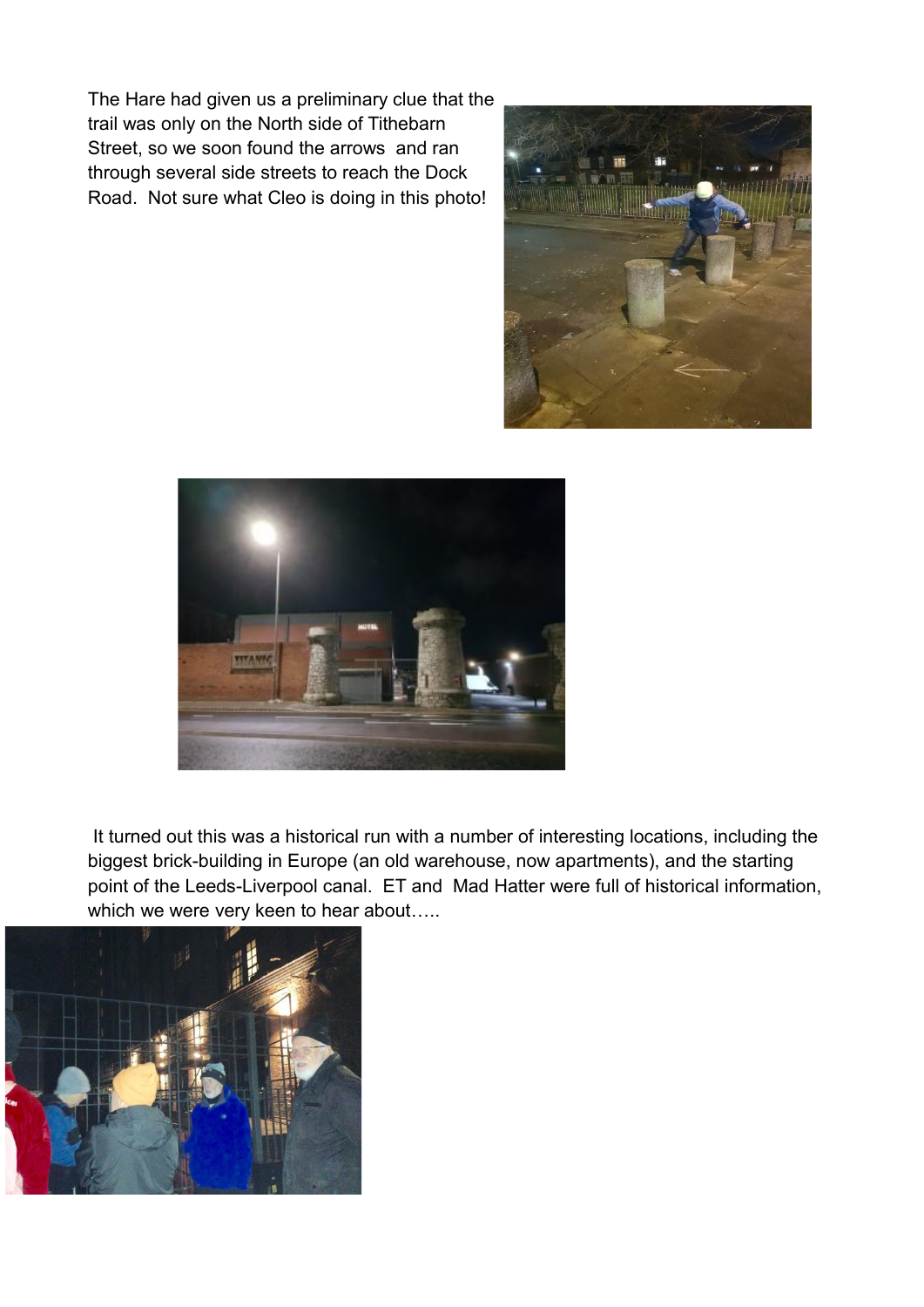The Hare had given us a preliminary clue that the trail was only on the North side of Tithebarn Street, so we soon found the arrows and ran through several side streets to reach the Dock Road. Not sure what Cleo is doing in this photo!

It turned out this was a historical run with a number of interesting locations, including the biggest brick-building in Europe (an old warehouse, now apartments), and the starting point of the Leeds-Liverpool canal. ET and Mad Hatter were full of historical information, which we were very keen to hear about…..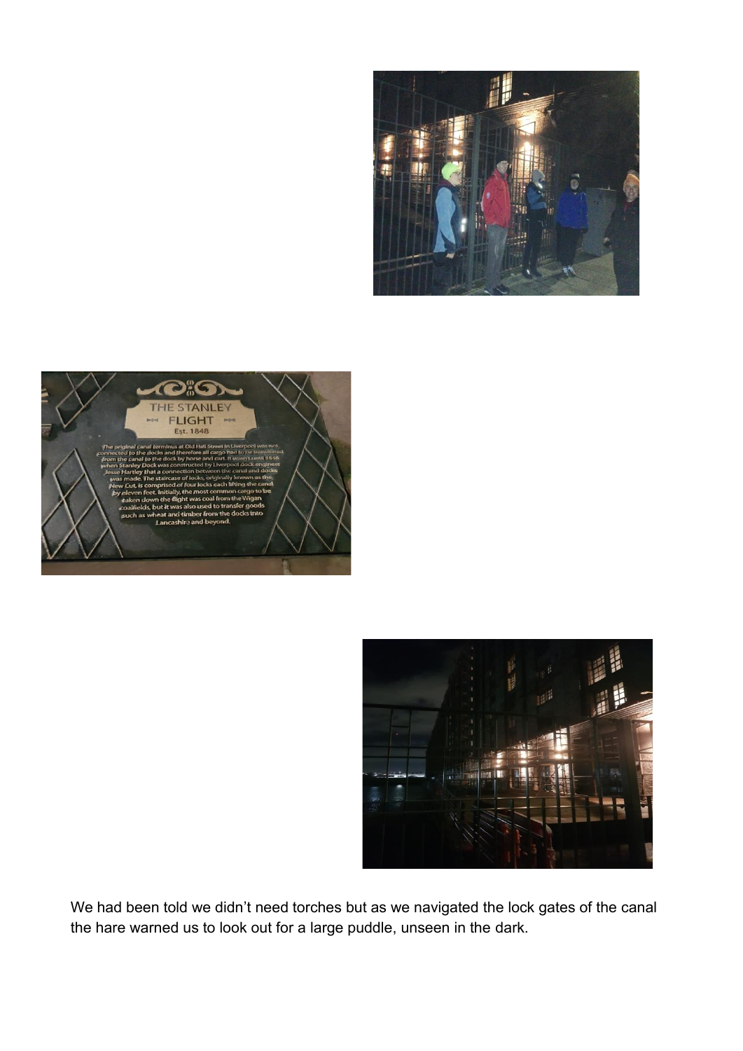We had been told we didn't need torches but as we navigated the lock gates of the canal the hare warned us to look out for a large puddle, unseen in the dark.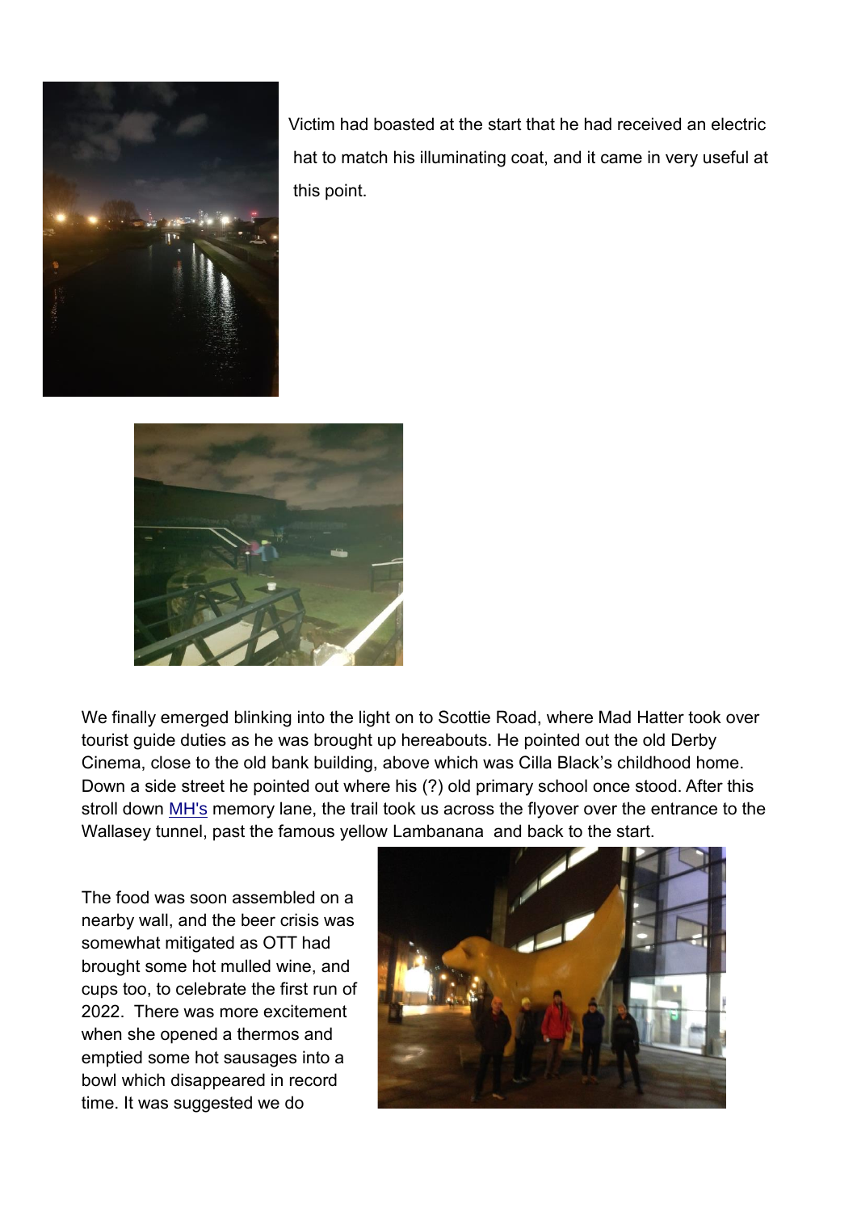Victim had boasted at the start that he had received an electric hat to match his illuminating coat, and it came in very useful at this point.

We finally emerged blinking into the light on to Scottie Road, where Mad Hatter took over tourist guide duties as he was brought up hereabouts. He pointed out the old Derby Cinema, close to the old bank building, above which was Cilla Black's childhood home. Down a side street he pointed out where his (?) old primary school once stood. After this stroll down MH's memory lane, the trail took us across the flyover over the entrance to the Wallasey tunnel, past the famous yellow Lambanana and back to the start.

The food was soon assembled on a nearby wall, and the beer crisis was somewhat mitigated as OTT had brought some hot mulled wine, and cups too, to celebrate the first run of 2022. There was more excitement when she opened a thermos and emptied some hot sausages into a bowl which disappeared in record time. It was suggested we do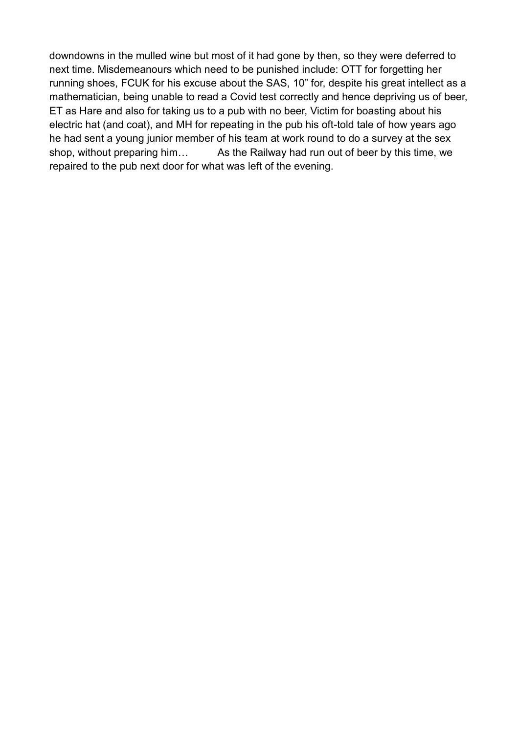downdowns in the mulled wine but most of it had gone by then, so they were deferred to next time. Misdemeanours which need to be punished include: OTT for forgetting her running shoes, FCUK for his excuse about the SAS, 10" for, despite his great intellect as a mathematician, being unable to read a Covid test correctly and hence depriving us of beer, ET as Hare and also for taking us to a pub with no beer, Victim for boasting about his electric hat (and coat), and MH for repeating in the pub his oft-told tale of how years ago he had sent a young junior member of his team at work round to do a survey at the sex shop, without preparing him… As the Railway had run out of beer by this time, we repaired to the pub next door for what was left of the evening.